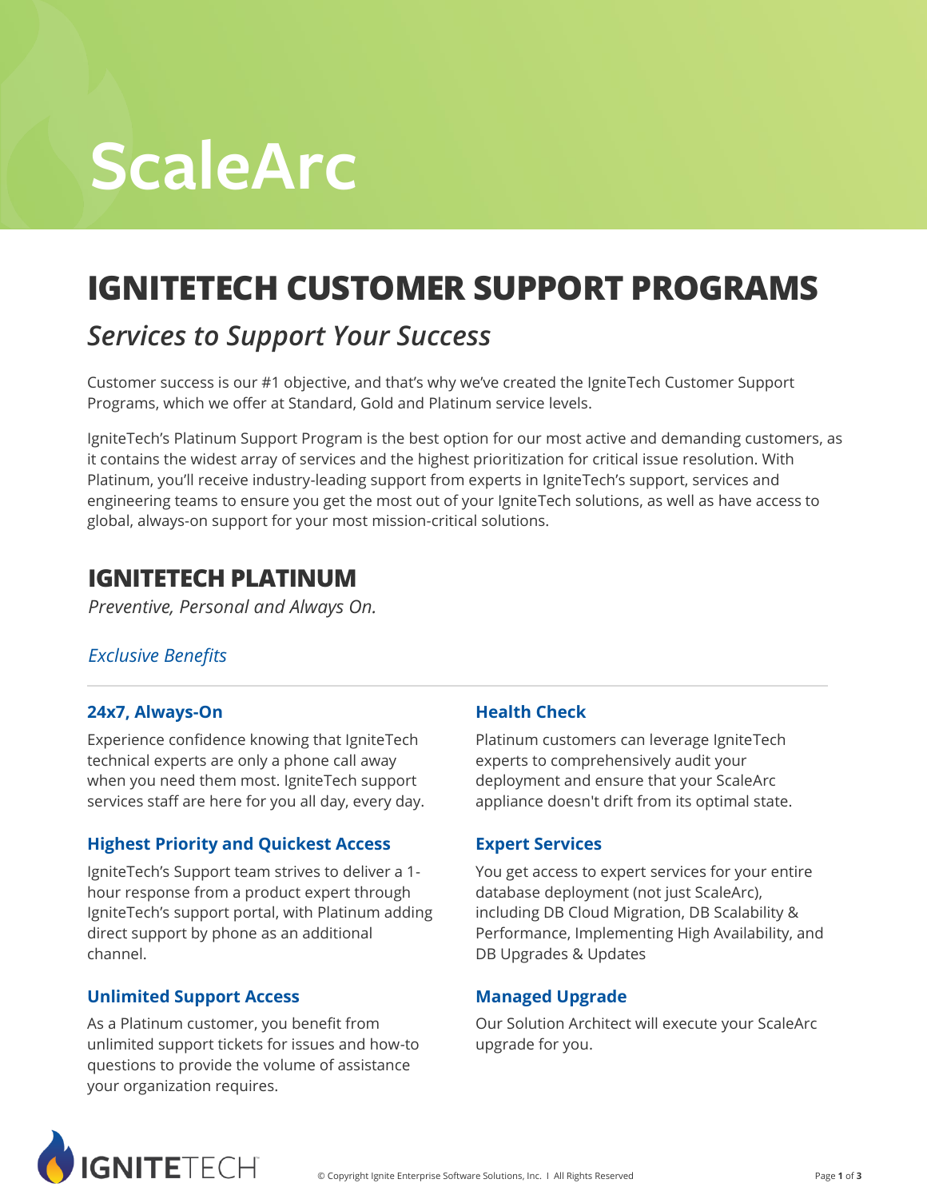# ScaleArc

## IGNITETECH CUSTOMER SUPPORT PROGRAMS

### *Services to Support Your Success*

Customer success is our #1 objective, and that's why we've created the IgniteTech Customer Support Programs, which we offer at Standard, Gold and Platinum service levels.

IgniteTech's Platinum Support Program is the best option for our most active and demanding customers, as it contains the widest array of services and the highest prioritization for critical issue resolution. With Platinum, you'll receive industry-leading support from experts in IgniteTech's support, services and engineering teams to ensure you get the most out of your IgniteTech solutions, as well as have access to global, always-on support for your most mission-critical solutions.

## IGNITETECH PLATINUM

*Preventive, Personal and Always On.*

*Exclusive Benefits*

---

#### 24x7, Always-On

Experience confidence knowing that IgniteTech technical experts are only a phone call away when you need them most. IgniteTech support services staff are here for you all day, every day.

#### Highest Priority and Quickest Access

IgniteTech's Support team strives to deliver a 1-hour response from a product expert through IgniteTech's support portal, with Platinum adding direct support by phone as an additional channel.

#### Unlimited Support Access

As a Platinum customer, you benefit from unlimited support tickets for issues and how-to questions to provide the volume of assistance your organization requires.

#### Health Check

Platinum customers can leverage IgniteTech experts to comprehensively audit your deployment and ensure that your ScaleArc appliance doesn't drift from its optimal state.

#### Expert Services

You get access to expert services for your entire database deployment (not just ScaleArc), including DB Cloud Migration, DB Scalability & Performance, Implementing High Availability, and DB Upgrades & Updates

#### Managed Upgrade

Our Solution Architect will execute your ScaleArc upgrade for you.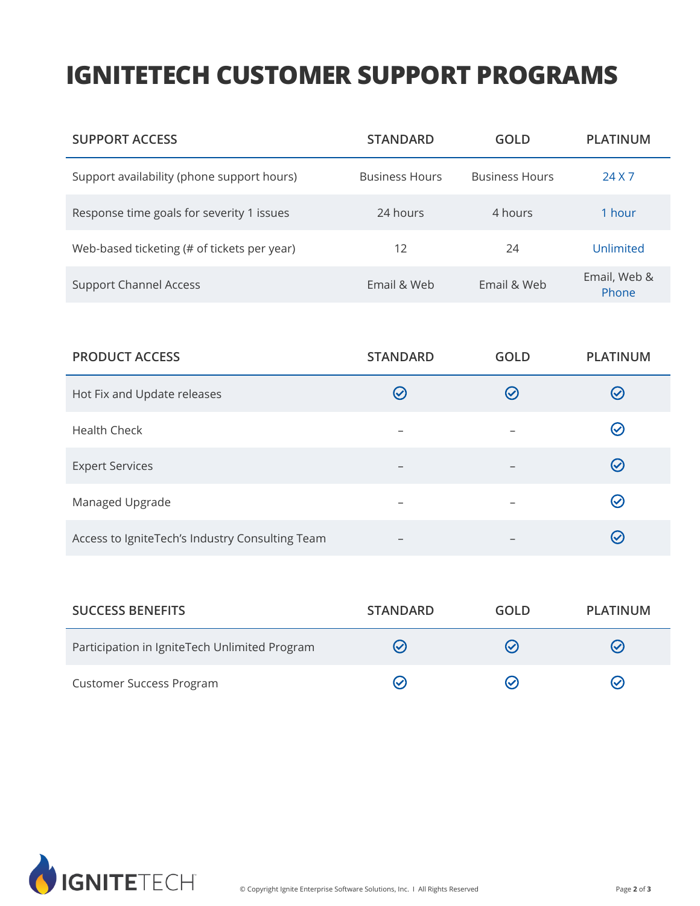# IGNITETECH CUSTOMER SUPPORT PROGRAMS

| SUPPORT ACCESS | STANDARD | GOLD | PLATINUM |
|---|---|---|---|
| Support availability (phone support hours) | Business Hours | Business Hours | 24 X 7 |
| Response time goals for severity 1 issues | 24 hours | 4 hours | 1 hour |
| Web-based ticketing (# of tickets per year) | 12 | 24 | Unlimited |
| Support Channel Access | Email & Web | Email & Web | Email, Web & Phone |

| PRODUCT ACCESS | STANDARD | GOLD | PLATINUM |
|---|---|---|---|
| Hot Fix and Update releases | ✓ | ✓ | ✓ |
| Health Check | – | – | ✓ |
| Expert Services | – | – | ✓ |
| Managed Upgrade | – | – | ✓ |
| Access to IgniteTech's Industry Consulting Team | – | – | ✓ |

| SUCCESS BENEFITS | STANDARD | GOLD | PLATINUM |
|---|---|---|---|
| Participation in IgniteTech Unlimited Program | ✓ | ✓ | ✓ |
| Customer Success Program | ✓ | ✓ | ✓ |

© Copyright Ignite Enterprise Software Solutions, Inc. I All Rights Reserved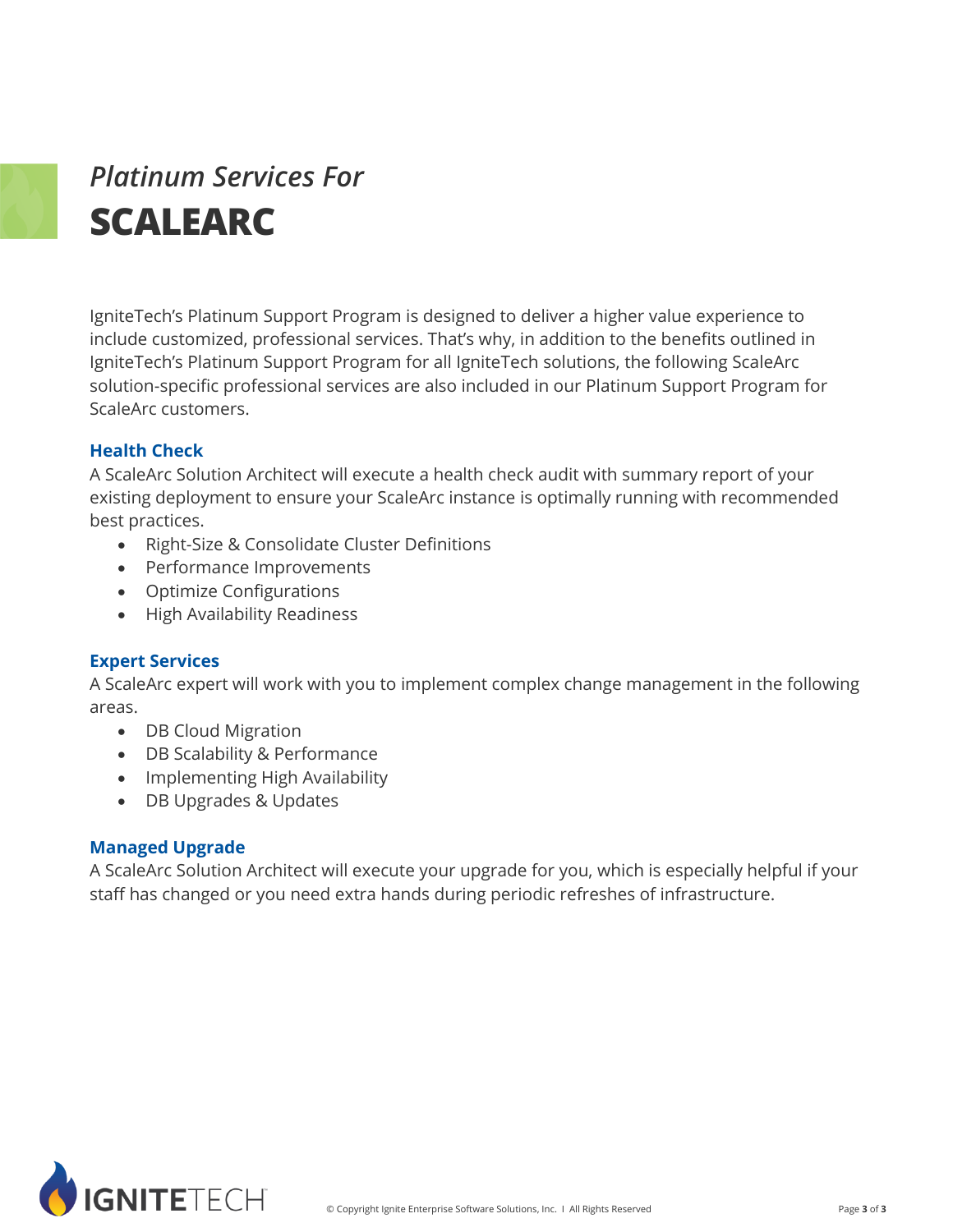*Platinum Services For*

# SCALEARC

IgniteTech's Platinum Support Program is designed to deliver a higher value experience to include customized, professional services. That's why, in addition to the benefits outlined in IgniteTech's Platinum Support Program for all IgniteTech solutions, the following ScaleArc solution-specific professional services are also included in our Platinum Support Program for ScaleArc customers.

## Health Check

A ScaleArc Solution Architect will execute a health check audit with summary report of your existing deployment to ensure your ScaleArc instance is optimally running with recommended best practices.

- Right-Size & Consolidate Cluster Definitions
- Performance Improvements
- Optimize Configurations
- High Availability Readiness

## Expert Services

A ScaleArc expert will work with you to implement complex change management in the following areas.

- DB Cloud Migration
- DB Scalability & Performance
- Implementing High Availability
- DB Upgrades & Updates

## Managed Upgrade

A ScaleArc Solution Architect will execute your upgrade for you, which is especially helpful if your staff has changed or you need extra hands during periodic refreshes of infrastructure.

© Copyright Ignite Enterprise Software Solutions, Inc. | All Rights Reserved